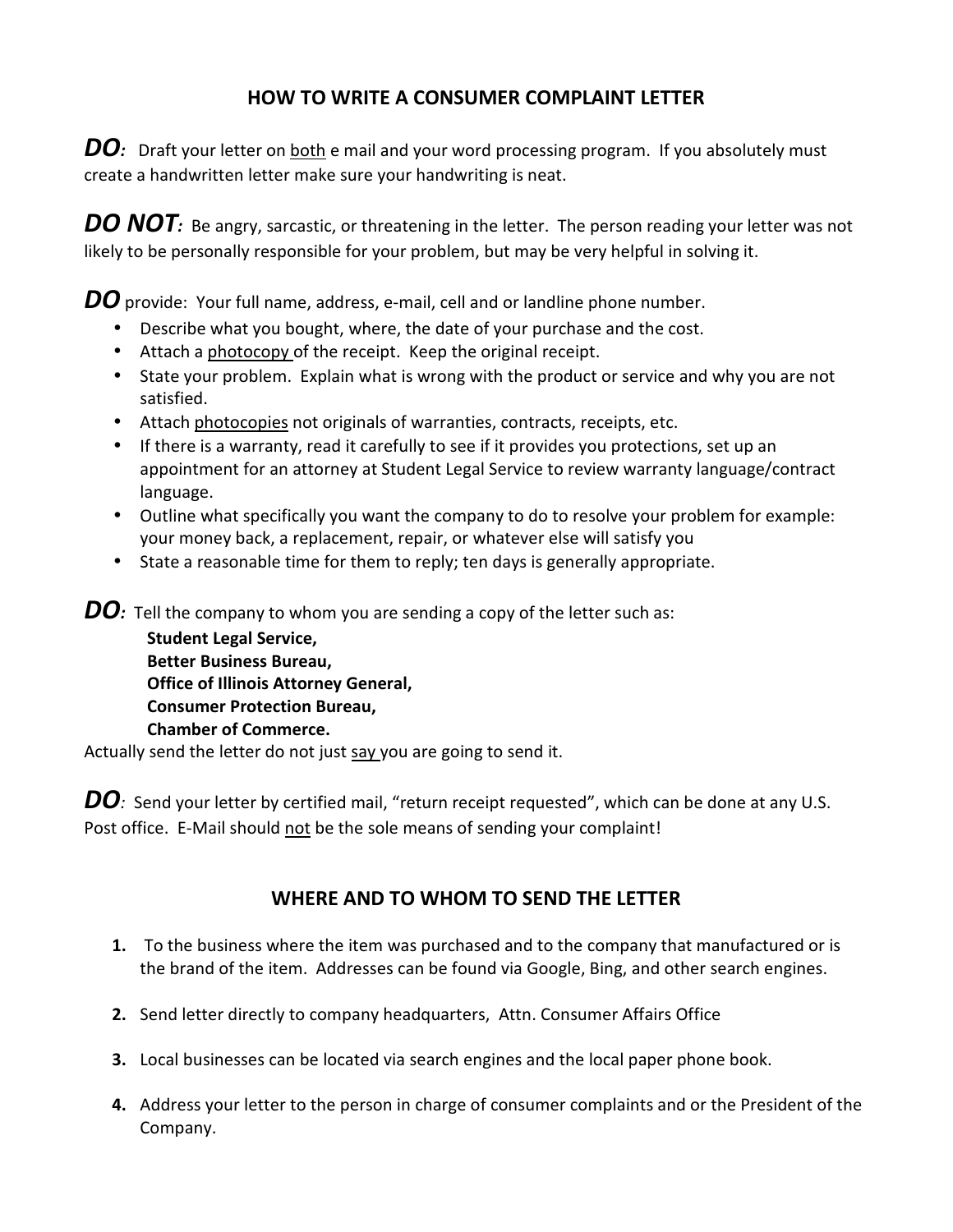## HOW TO WRITE A CONSUMER COMPLAINT LETTER

***DO:*** Draft your letter on <u>both</u> e mail and your word processing program. If you absolutely must create a handwritten letter make sure your handwriting is neat.

***DO NOT:*** Be angry, sarcastic, or threatening in the letter. The person reading your letter was not likely to be personally responsible for your problem, but may be very helpful in solving it.

***DO*** provide: Your full name, address, e-mail, cell and or landline phone number.

- Describe what you bought, where, the date of your purchase and the cost.
- Attach a <u>photocopy</u> of the receipt. Keep the original receipt.
- State your problem. Explain what is wrong with the product or service and why you are not satisfied.
- Attach <u>photocopies</u> not originals of warranties, contracts, receipts, etc.
- If there is a warranty, read it carefully to see if it provides you protections, set up an appointment for an attorney at Student Legal Service to review warranty language/contract language.
- Outline what specifically you want the company to do to resolve your problem for example: your money back, a replacement, repair, or whatever else will satisfy you
- State a reasonable time for them to reply; ten days is generally appropriate.

***DO:*** Tell the company to whom you are sending a copy of the letter such as:

**Student Legal Service,**
**Better Business Bureau,**
**Office of Illinois Attorney General,**
**Consumer Protection Bureau,**
**Chamber of Commerce.**

Actually send the letter do not just <u>say</u> you are going to send it.

***DO:*** Send your letter by certified mail, "return receipt requested", which can be done at any U.S. Post office. E-Mail should <u>not</u> be the sole means of sending your complaint!

## WHERE AND TO WHOM TO SEND THE LETTER

1. To the business where the item was purchased and to the company that manufactured or is the brand of the item. Addresses can be found via Google, Bing, and other search engines.
2. Send letter directly to company headquarters, Attn. Consumer Affairs Office
3. Local businesses can be located via search engines and the local paper phone book.
4. Address your letter to the person in charge of consumer complaints and or the President of the Company.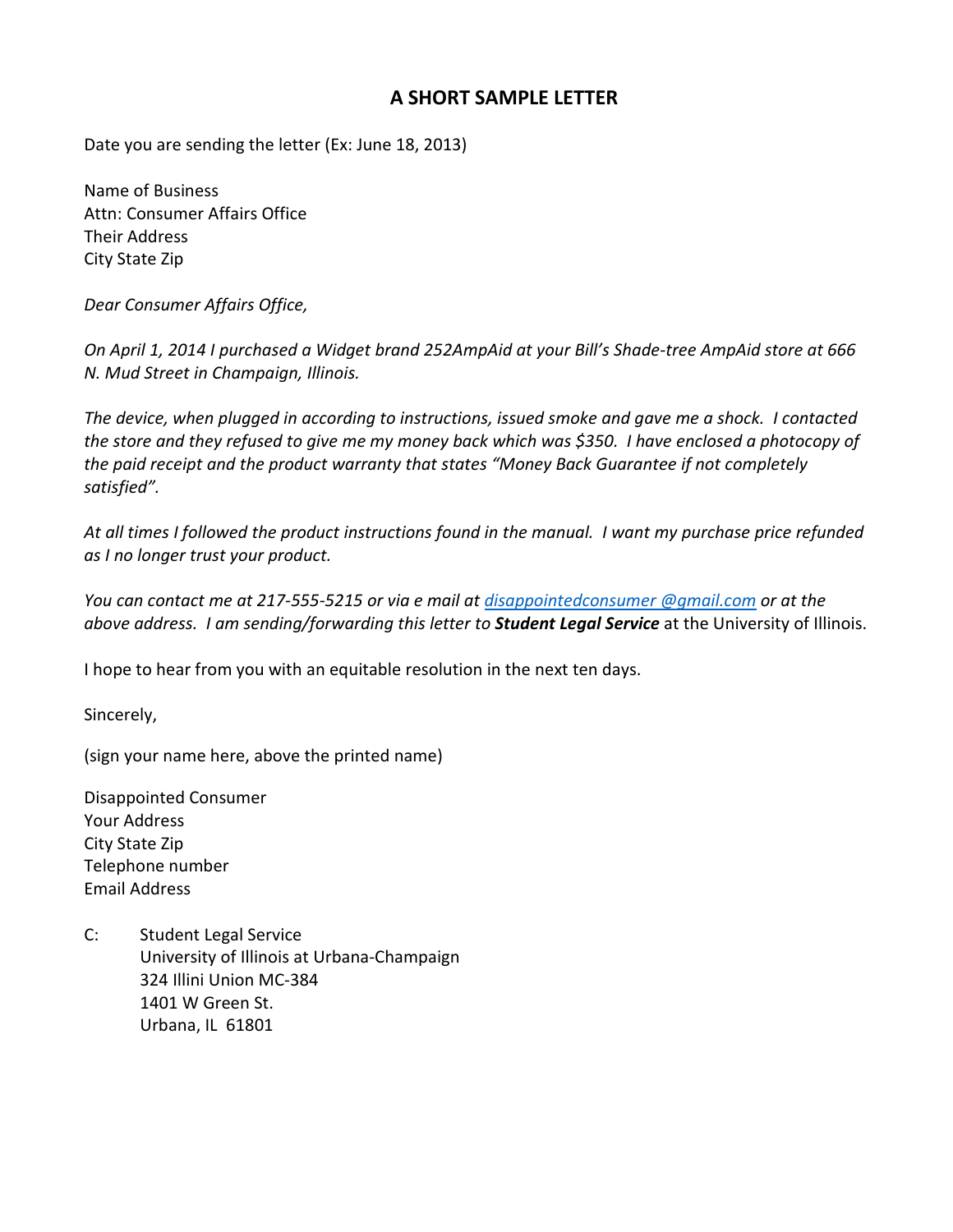# A SHORT SAMPLE LETTER

Date you are sending the letter (Ex: June 18, 2013)

Name of Business
Attn: Consumer Affairs Office
Their Address
City State Zip

*Dear Consumer Affairs Office,*

*On April 1, 2014 I purchased a Widget brand 252AmpAid at your Bill's Shade-tree AmpAid store at 666 N. Mud Street in Champaign, Illinois.*

*The device, when plugged in according to instructions, issued smoke and gave me a shock. I contacted the store and they refused to give me my money back which was $350. I have enclosed a photocopy of the paid receipt and the product warranty that states "Money Back Guarantee if not completely satisfied".*

*At all times I followed the product instructions found in the manual. I want my purchase price refunded as I no longer trust your product.*

*You can contact me at 217-555-5215 or via e mail at disappointedconsumer @gmail.com or at the above address. I am sending/forwarding this letter to* ***Student Legal Service*** at the University of Illinois.

I hope to hear from you with an equitable resolution in the next ten days.

Sincerely,

(sign your name here, above the printed name)

Disappointed Consumer
Your Address
City State Zip
Telephone number
Email Address

C: Student Legal Service
University of Illinois at Urbana-Champaign
324 Illini Union MC-384
1401 W Green St.
Urbana, IL 61801